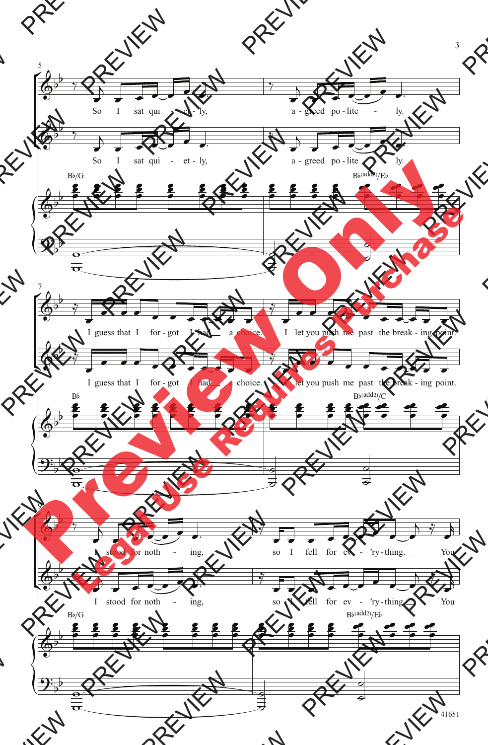5

So I sat qui - et - ly, a - greed po - lite - ly.

So I sat qui - et - ly, a - greed po - lite - ly.

B♭/G B♭(add2)/E♭

7

I guess that I for - got I had a choice. I let you push me past the break - ing point.

I guess that I for - got I had a choice. I let you push me past the break - ing point.

B♭ B♭(add2)/C

9

I stood for noth - ing, so I fell for ev - 'ry - thing. You

I stood for noth - ing, so I fell for ev - 'ry - thing. You

B♭/G B♭(add2)/E♭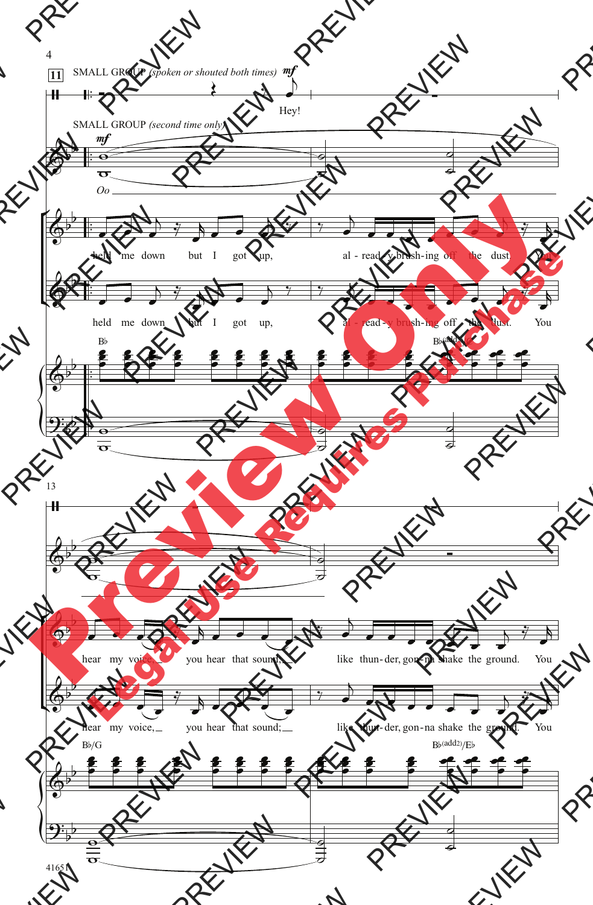**11** SMALL GROUP *(spoken or shouted both times)* ***mf***

Hey!

SMALL GROUP *(second time only)* ***mf***

*Oo*

held me down but I got up, al - read - y brush-ing off the dust. You

held me down but I got up, al - read - y brush-ing off the dust. You

B♭ B♭(add2)/E♭

13

hear my voice, you hear that sound, like thun - der, gon - na shake the ground. You

hear my voice, you hear that sound; like thun - der, gon - na shake the ground. You

B♭/G B♭(add2)/E♭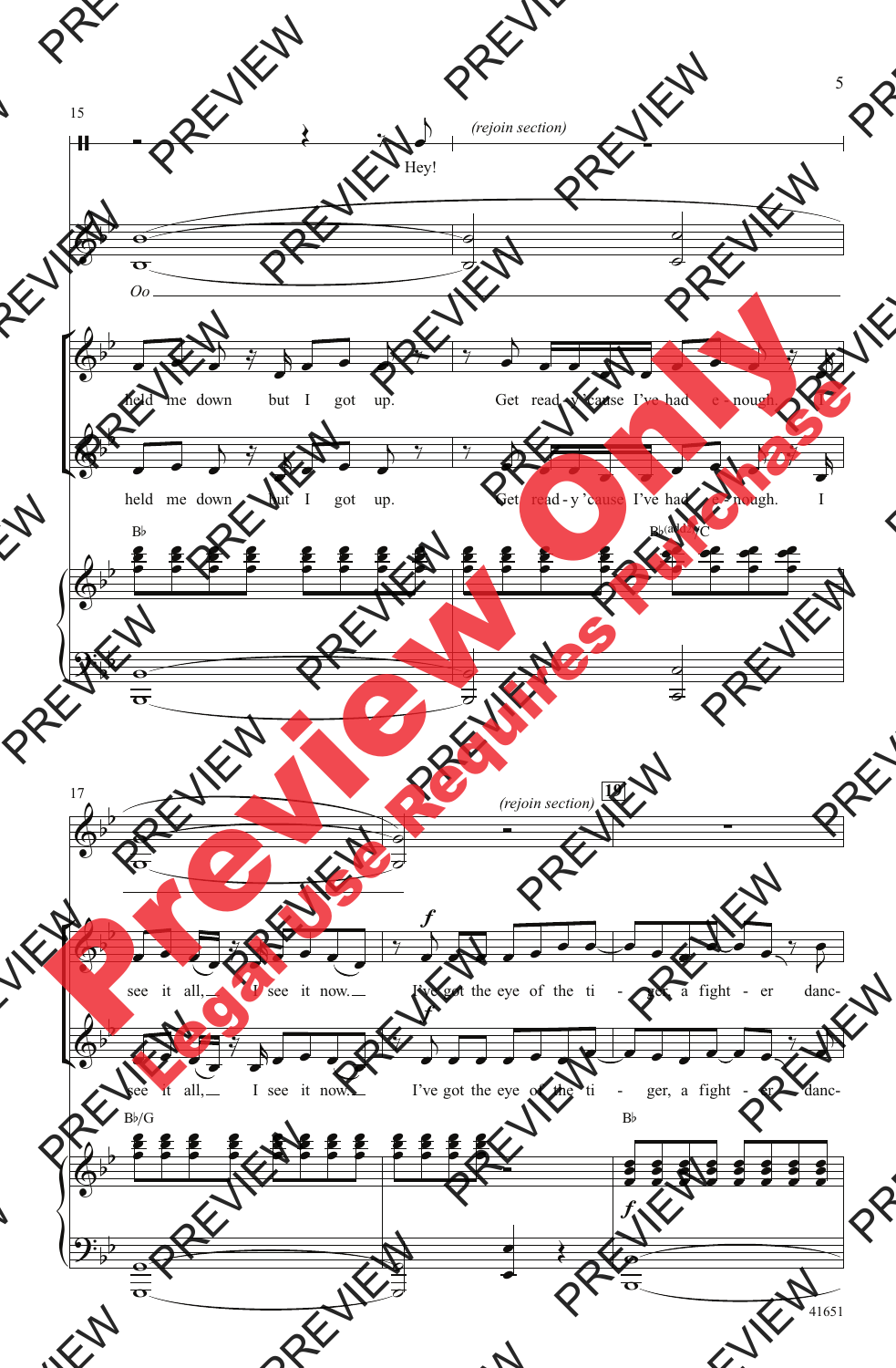(rejoin section)

Hey!

*Oo*

held me down but I got up. Get read - y 'cause I've had e - nough. I

held me down but I got up. Get read - y 'cause I've had e - nough. I

B♭ B♭(add2)/C

(rejoin section)

19

see it all, I see it now. I've got the eye of the ti - ger, a fight - er danc-

see it all, I see it now. I've got the eye of the ti - ger, a fight - er danc-

B♭/G B♭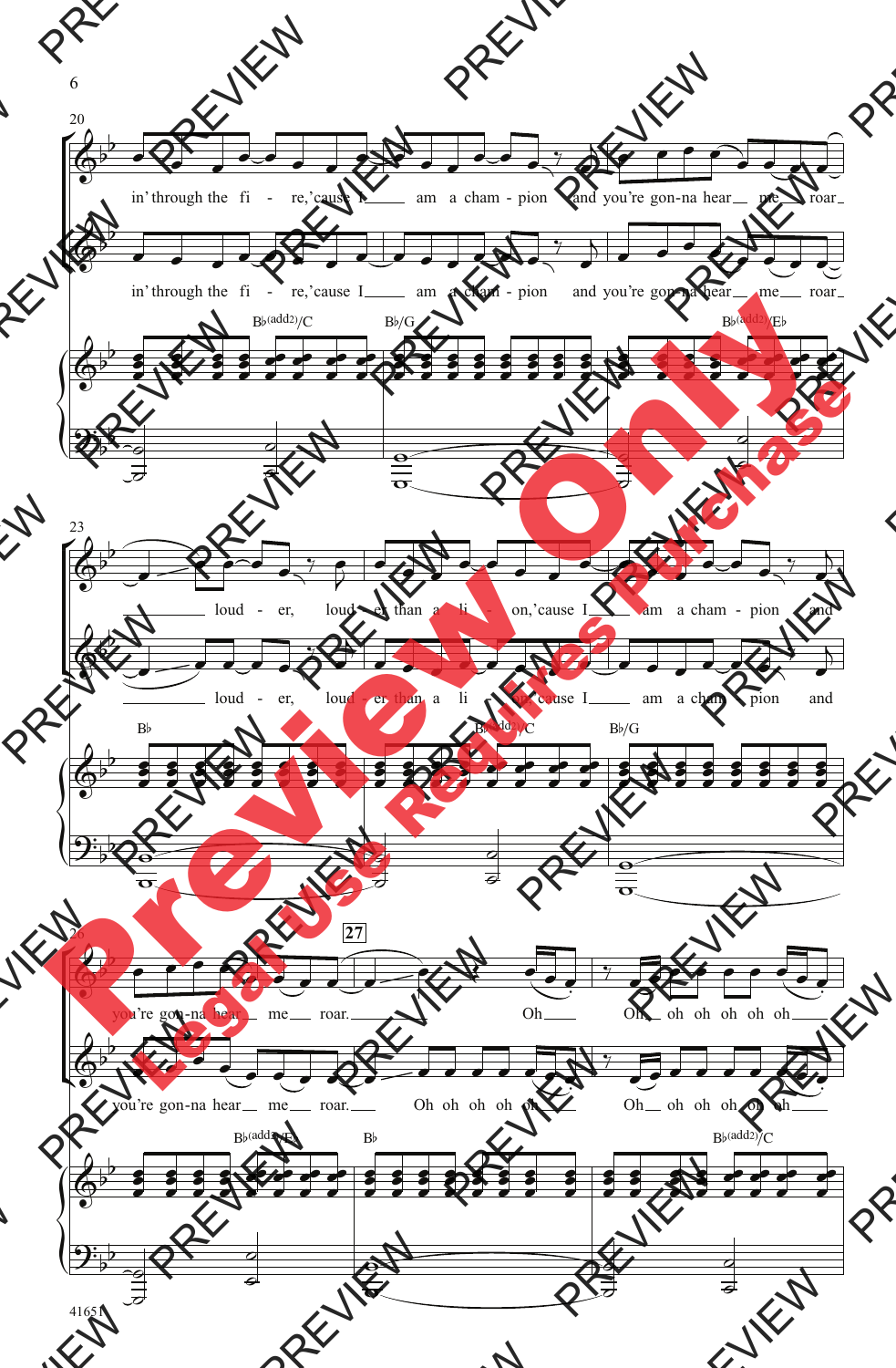20

in' through the fi - re,'cause I am a cham - pion and you're gon-na hear me roar

in' through the fi - re,'cause I am a cham - pion and you're gon-na hear me roar

B♭(add2)/C B♭/G B♭(add2)/E♭

23

loud - er, loud - er than a li - on,'cause I am a cham - pion and

loud - er, loud - er than a li - on,'cause I am a cham - pion and

B♭ B♭(add2)/C B♭/G

26

**27**

you're gon-na hear me roar. Oh Oh oh oh oh oh oh

you're gon-na hear me roar. Oh oh oh oh oh Oh oh oh oh oh oh

B♭(add2)/E♭ B♭ B♭(add2)/C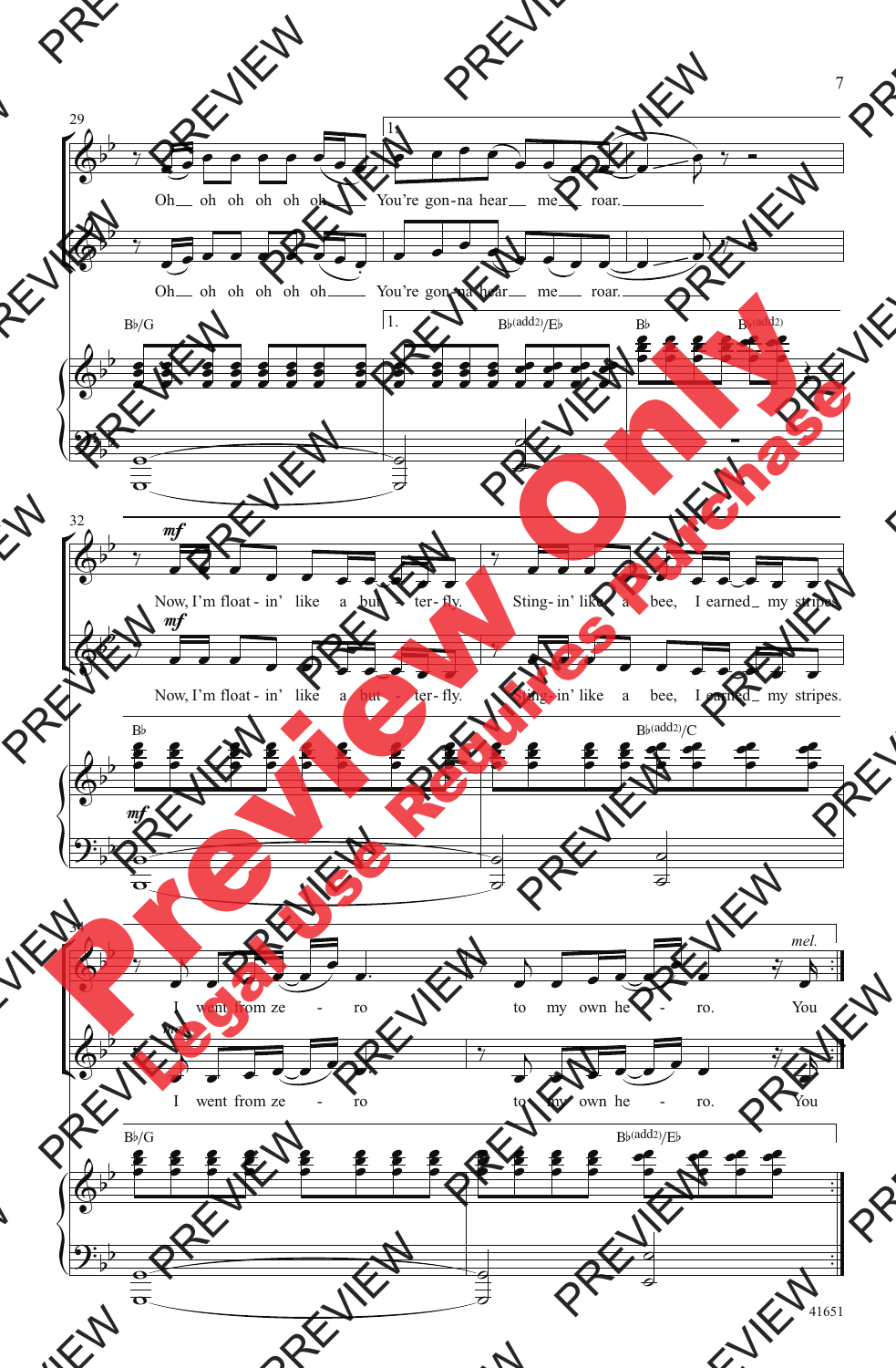29

Oh oh oh oh oh oh You're gon-na hear me roar.

Oh oh oh oh oh oh You're gon-na hear me roar.

B♭/G 1. B♭(add2)/E♭ B♭ B♭(add2)

32

*mf*

Now, I'm float - in' like a but - ter - fly. Sting - in' like a bee, I earned my stripes.

Now, I'm float - in' like a but - ter - fly. Sting - in' like a bee, I earned my stripes.

B♭ B♭(add2)/C

34

*mel.*

I went from ze - ro to my own he - ro. You

I went from ze - ro to my own he - ro. You

B♭/G B♭(add2)/E♭

41651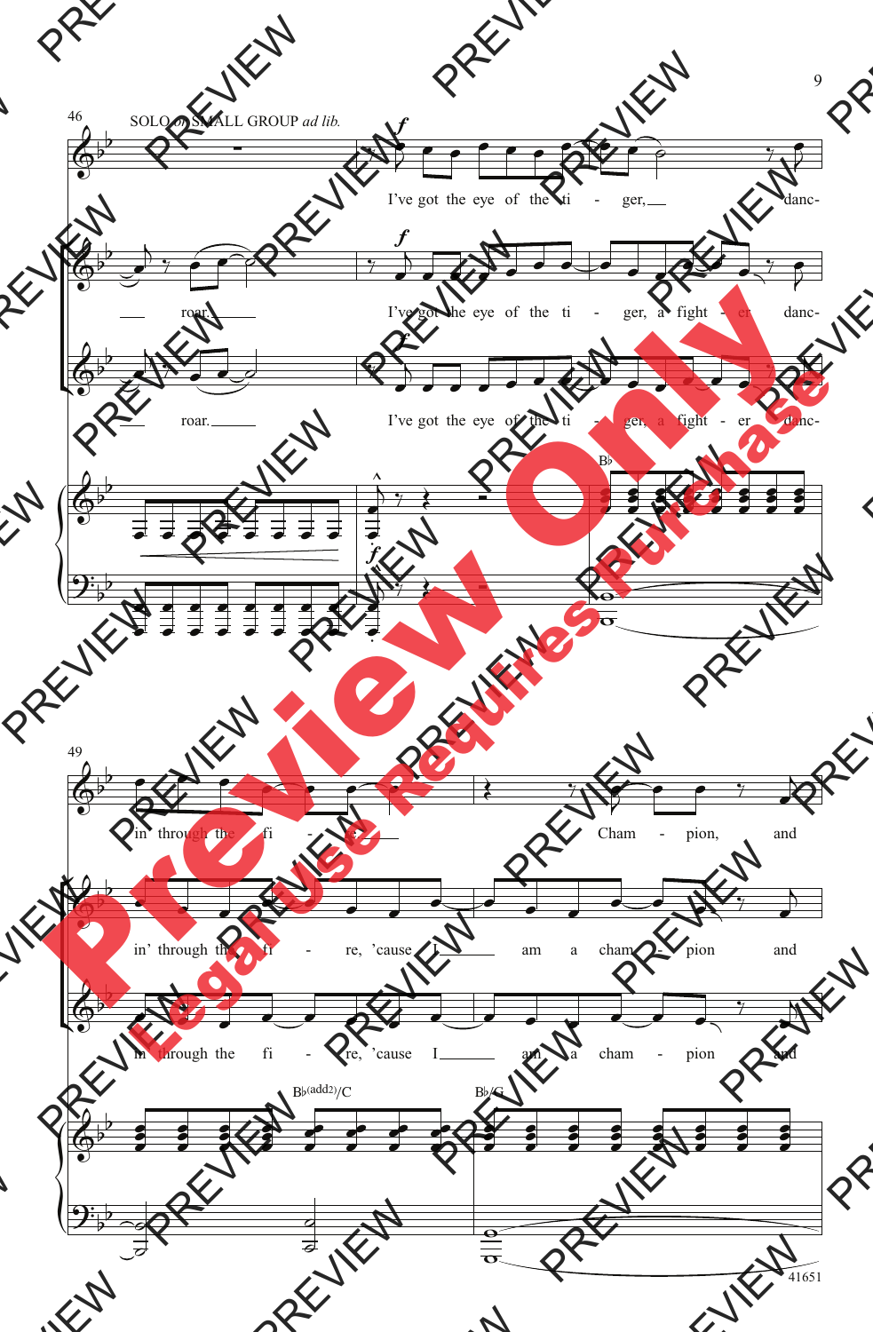SOLO or SMALL GROUP *ad lib.*

I've got the eye of the ti - ger, danc-

roar. I've got the eye of the ti - ger, a fight - er danc-

roar. I've got the eye of the ti - ger, a fight - er danc-

B♭

in' through the fi - re, Cham - pion, and

in' through the fi - re, 'cause I am a cham - pion and

in' through the fi - re, 'cause I am a cham - pion and

B♭(add2)/C B♭/G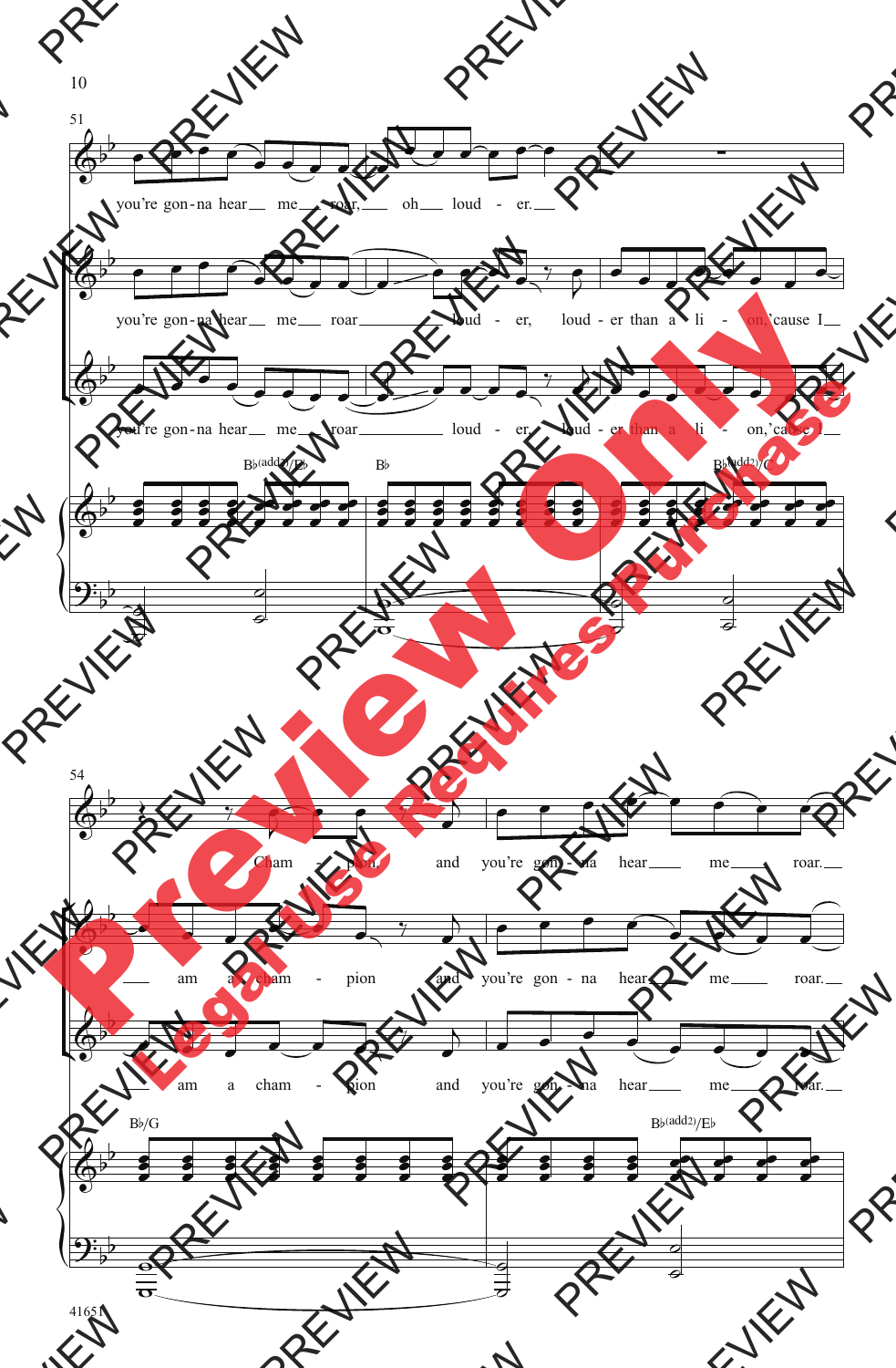51

you're gon-na hear me roar, oh loud - er.

you're gon-na hear me roar loud - er, loud - er than a li - on,'cause I

you're gon-na hear me roar loud - er, loud - er than a li - on,'cause I

B♭(add2)/E♭ B♭ B♭(add2)/C

54

Cham - pion. and you're gon - na hear me roar.

am a cham - pion and you're gon - na hear me roar.

am a cham - pion and you're gon - na hear me roar.

B♭/G B♭(add2)/E♭

41651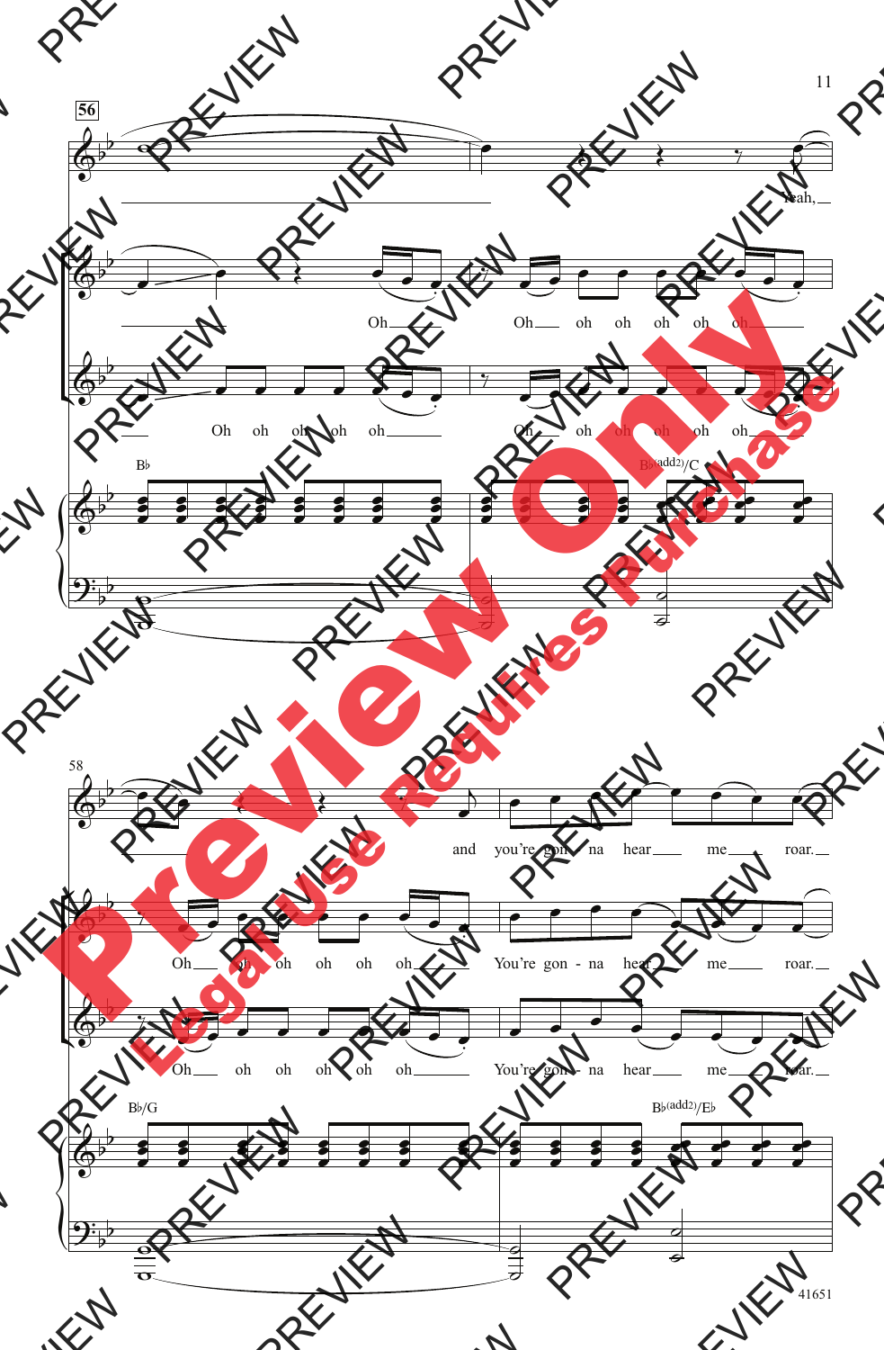**56**

Yeah,

Oh Oh oh oh oh oh oh

Oh oh oh oh oh oh Oh oh oh oh oh oh

B♭ B♭(add2)/C

58

and you're gon - na hear me roar.

Oh oh oh oh oh oh You're gon - na hear me roar.

Oh oh oh oh oh oh You're gon - na hear me roar.

B♭/G B♭(add2)/E♭

41651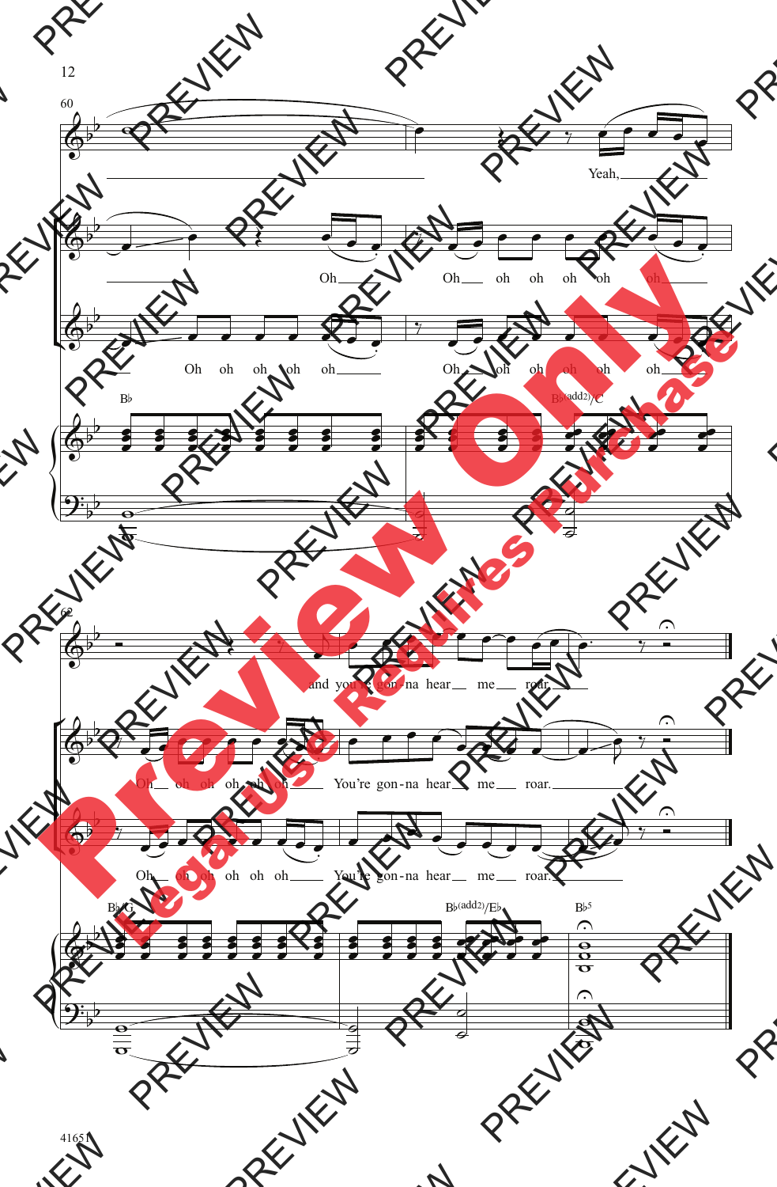60

Yeah,

Oh Oh oh oh oh oh oh

Oh oh oh oh oh Oh oh oh oh oh oh

B♭ B♭(add2)/C

62

and you're gon-na hear me roar.

Oh oh oh oh oh oh You're gon-na hear me roar.

Oh oh oh oh oh oh You're gon-na hear me roar.

B♭/G B♭(add2)/E♭ B♭5